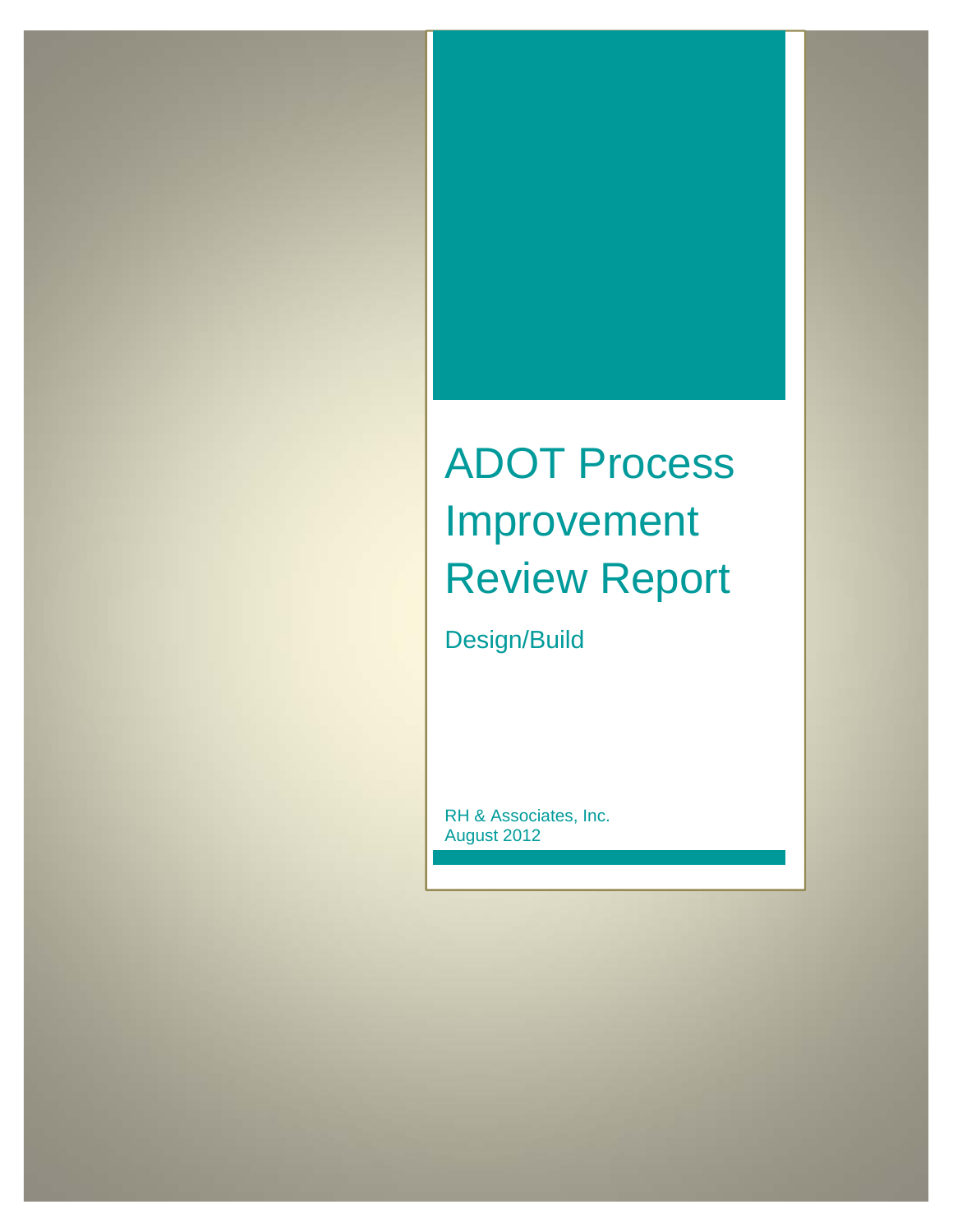# ADOT Process Improvement Review Report

Design/Build

RH & Associates, Inc.
August 2012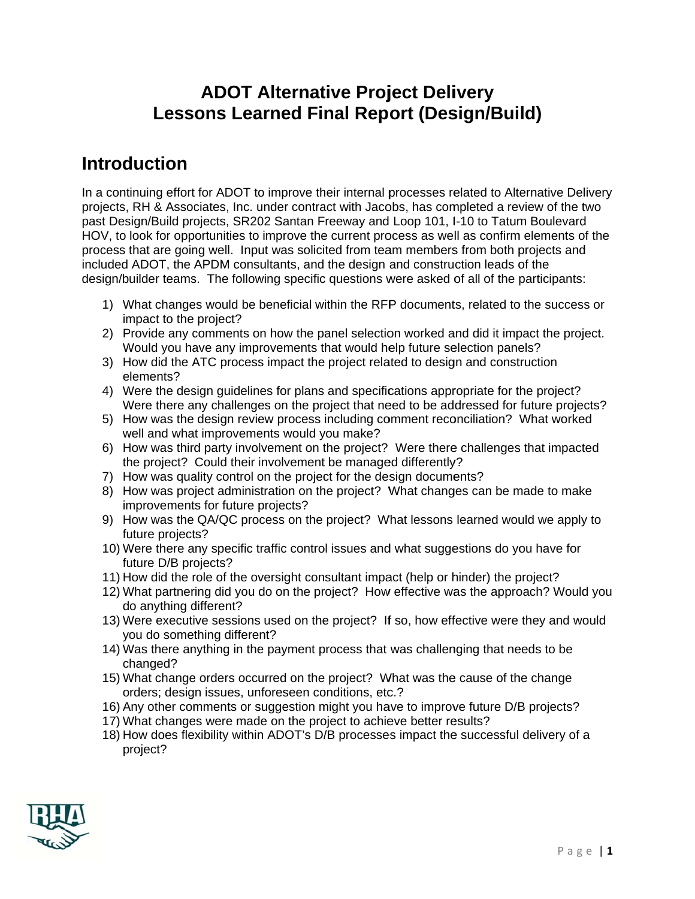# ADOT Alternative Project Delivery
# Lessons Learned Final Report (Design/Build)

## Introduction

In a continuing effort for ADOT to improve their internal processes related to Alternative Delivery projects, RH & Associates, Inc. under contract with Jacobs, has completed a review of the two past Design/Build projects, SR202 Santan Freeway and Loop 101, I-10 to Tatum Boulevard HOV, to look for opportunities to improve the current process as well as confirm elements of the process that are going well. Input was solicited from team members from both projects and included ADOT, the APDM consultants, and the design and construction leads of the design/builder teams. The following specific questions were asked of all of the participants:

1) What changes would be beneficial within the RFP documents, related to the success or impact to the project?
2) Provide any comments on how the panel selection worked and did it impact the project. Would you have any improvements that would help future selection panels?
3) How did the ATC process impact the project related to design and construction elements?
4) Were the design guidelines for plans and specifications appropriate for the project? Were there any challenges on the project that need to be addressed for future projects?
5) How was the design review process including comment reconciliation? What worked well and what improvements would you make?
6) How was third party involvement on the project? Were there challenges that impacted the project? Could their involvement be managed differently?
7) How was quality control on the project for the design documents?
8) How was project administration on the project? What changes can be made to make improvements for future projects?
9) How was the QA/QC process on the project? What lessons learned would we apply to future projects?
10) Were there any specific traffic control issues and what suggestions do you have for future D/B projects?
11) How did the role of the oversight consultant impact (help or hinder) the project?
12) What partnering did you do on the project? How effective was the approach? Would you do anything different?
13) Were executive sessions used on the project? If so, how effective were they and would you do something different?
14) Was there anything in the payment process that was challenging that needs to be changed?
15) What change orders occurred on the project? What was the cause of the change orders; design issues, unforeseen conditions, etc.?
16) Any other comments or suggestion might you have to improve future D/B projects?
17) What changes were made on the project to achieve better results?
18) How does flexibility within ADOT's D/B processes impact the successful delivery of a project?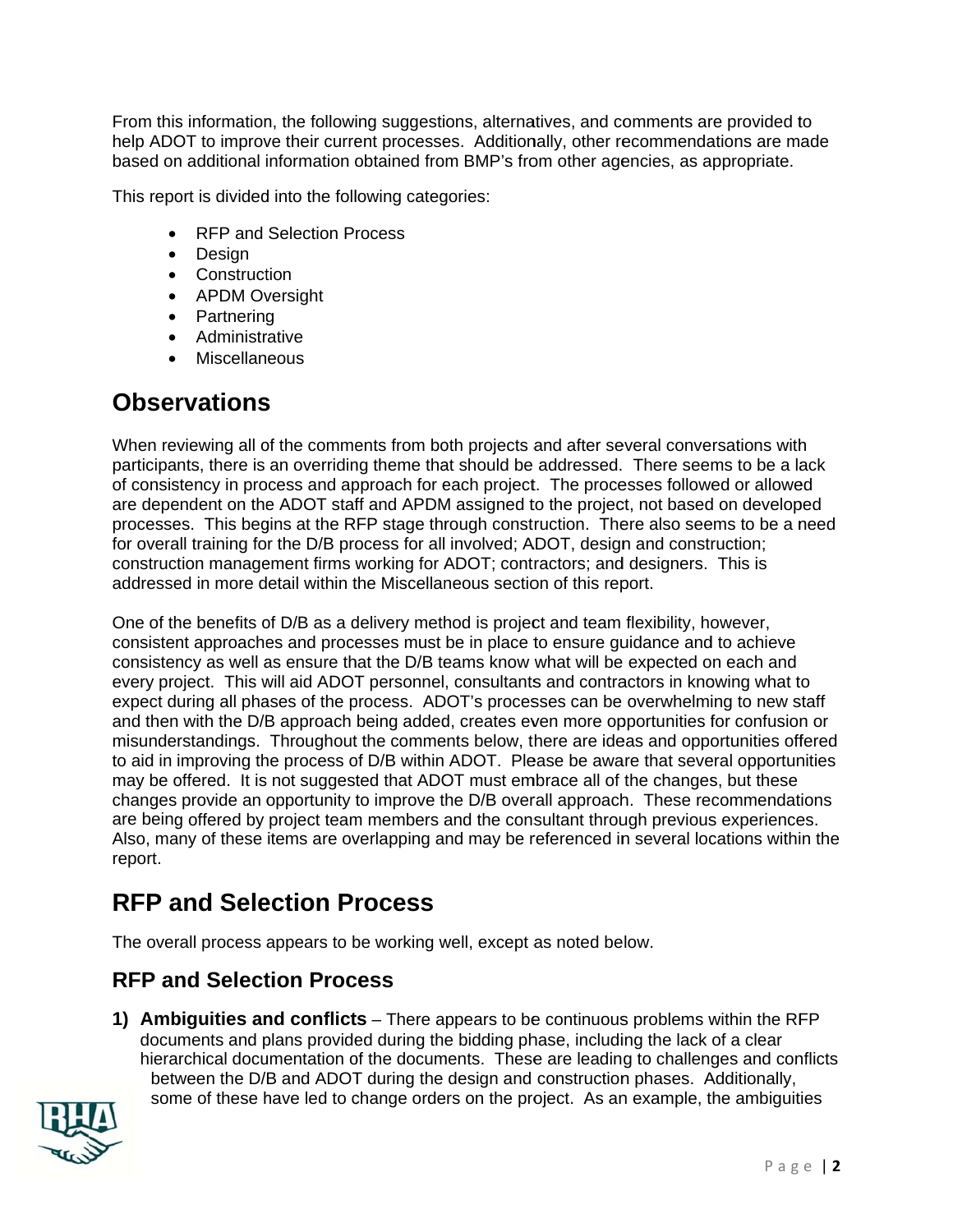From this information, the following suggestions, alternatives, and comments are provided to help ADOT to improve their current processes. Additionally, other recommendations are made based on additional information obtained from BMP's from other agencies, as appropriate.

This report is divided into the following categories:

- RFP and Selection Process
- Design
- Construction
- APDM Oversight
- Partnering
- Administrative
- Miscellaneous

# Observations

When reviewing all of the comments from both projects and after several conversations with participants, there is an overriding theme that should be addressed. There seems to be a lack of consistency in process and approach for each project. The processes followed or allowed are dependent on the ADOT staff and APDM assigned to the project, not based on developed processes. This begins at the RFP stage through construction. There also seems to be a need for overall training for the D/B process for all involved; ADOT, design and construction; construction management firms working for ADOT; contractors; and designers. This is addressed in more detail within the Miscellaneous section of this report.

One of the benefits of D/B as a delivery method is project and team flexibility, however, consistent approaches and processes must be in place to ensure guidance and to achieve consistency as well as ensure that the D/B teams know what will be expected on each and every project. This will aid ADOT personnel, consultants and contractors in knowing what to expect during all phases of the process. ADOT's processes can be overwhelming to new staff and then with the D/B approach being added, creates even more opportunities for confusion or misunderstandings. Throughout the comments below, there are ideas and opportunities offered to aid in improving the process of D/B within ADOT. Please be aware that several opportunities may be offered. It is not suggested that ADOT must embrace all of the changes, but these changes provide an opportunity to improve the D/B overall approach. These recommendations are being offered by project team members and the consultant through previous experiences. Also, many of these items are overlapping and may be referenced in several locations within the report.

# RFP and Selection Process

The overall process appears to be working well, except as noted below.

## RFP and Selection Process

1) **Ambiguities and conflicts** – There appears to be continuous problems within the RFP documents and plans provided during the bidding phase, including the lack of a clear hierarchical documentation of the documents. These are leading to challenges and conflicts between the D/B and ADOT during the design and construction phases. Additionally, some of these have led to change orders on the project. As an example, the ambiguities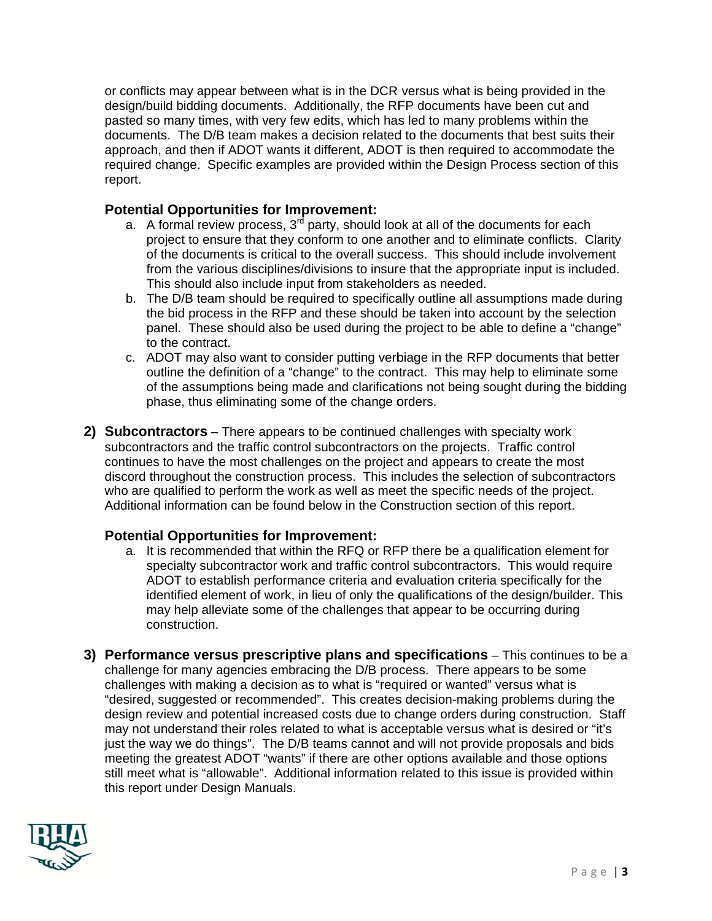or conflicts may appear between what is in the DCR versus what is being provided in the design/build bidding documents. Additionally, the RFP documents have been cut and pasted so many times, with very few edits, which has led to many problems within the documents. The D/B team makes a decision related to the documents that best suits their approach, and then if ADOT wants it different, ADOT is then required to accommodate the required change. Specific examples are provided within the Design Process section of this report.

**Potential Opportunities for Improvement:**

a. A formal review process, 3rd party, should look at all of the documents for each project to ensure that they conform to one another and to eliminate conflicts. Clarity of the documents is critical to the overall success. This should include involvement from the various disciplines/divisions to insure that the appropriate input is included. This should also include input from stakeholders as needed.
b. The D/B team should be required to specifically outline all assumptions made during the bid process in the RFP and these should be taken into account by the selection panel. These should also be used during the project to be able to define a "change" to the contract.
c. ADOT may also want to consider putting verbiage in the RFP documents that better outline the definition of a "change" to the contract. This may help to eliminate some of the assumptions being made and clarifications not being sought during the bidding phase, thus eliminating some of the change orders.

2) **Subcontractors** – There appears to be continued challenges with specialty work subcontractors and the traffic control subcontractors on the projects. Traffic control continues to have the most challenges on the project and appears to create the most discord throughout the construction process. This includes the selection of subcontractors who are qualified to perform the work as well as meet the specific needs of the project. Additional information can be found below in the Construction section of this report.

**Potential Opportunities for Improvement:**

a. It is recommended that within the RFQ or RFP there be a qualification element for specialty subcontractor work and traffic control subcontractors. This would require ADOT to establish performance criteria and evaluation criteria specifically for the identified element of work, in lieu of only the qualifications of the design/builder. This may help alleviate some of the challenges that appear to be occurring during construction.

3) **Performance versus prescriptive plans and specifications** – This continues to be a challenge for many agencies embracing the D/B process. There appears to be some challenges with making a decision as to what is "required or wanted" versus what is "desired, suggested or recommended". This creates decision-making problems during the design review and potential increased costs due to change orders during construction. Staff may not understand their roles related to what is acceptable versus what is desired or "it's just the way we do things". The D/B teams cannot and will not provide proposals and bids meeting the greatest ADOT "wants" if there are other options available and those options still meet what is "allowable". Additional information related to this issue is provided within this report under Design Manuals.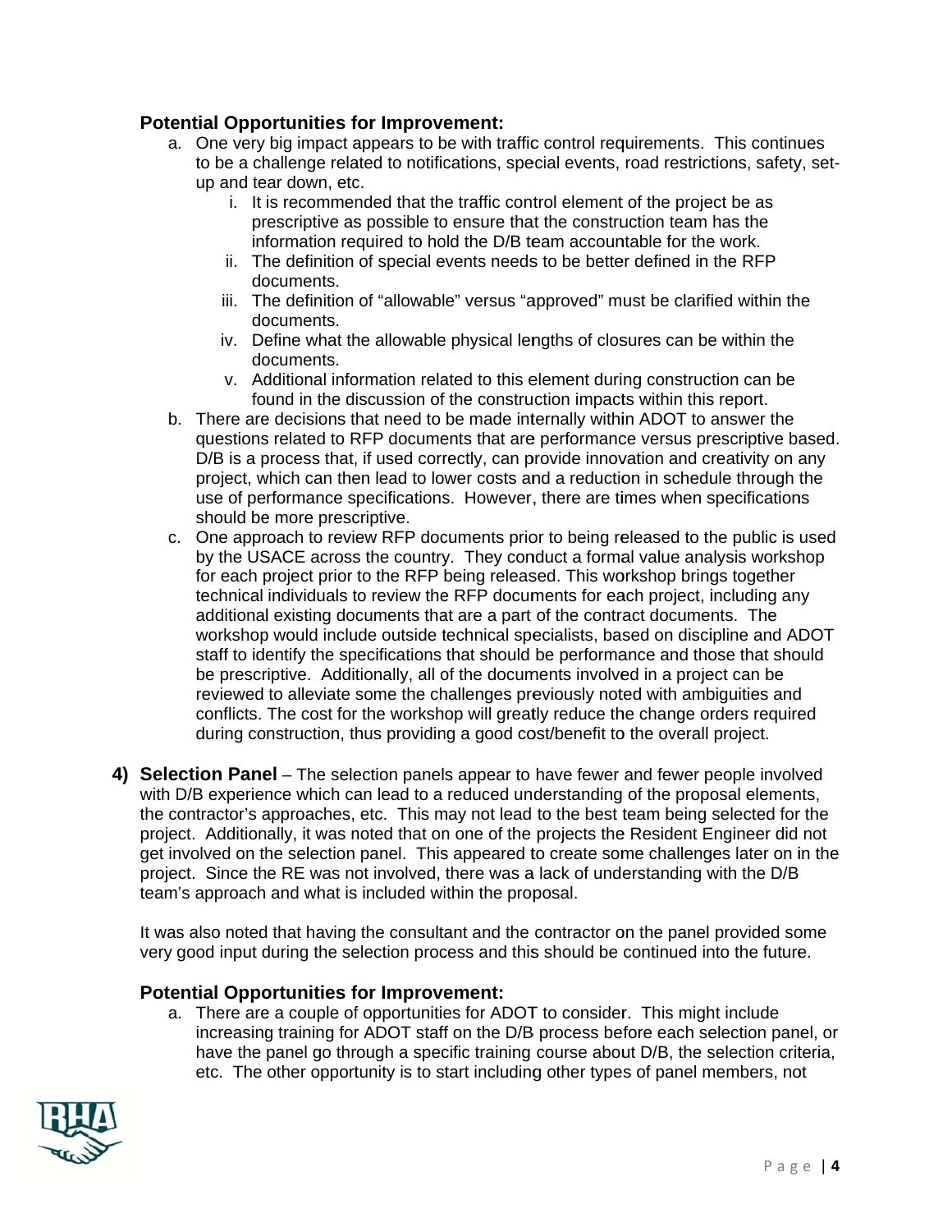**Potential Opportunities for Improvement:**

a. One very big impact appears to be with traffic control requirements. This continues to be a challenge related to notifications, special events, road restrictions, safety, set-up and tear down, etc.
   i. It is recommended that the traffic control element of the project be as prescriptive as possible to ensure that the construction team has the information required to hold the D/B team accountable for the work.
   ii. The definition of special events needs to be better defined in the RFP documents.
   iii. The definition of "allowable" versus "approved" must be clarified within the documents.
   iv. Define what the allowable physical lengths of closures can be within the documents.
   v. Additional information related to this element during construction can be found in the discussion of the construction impacts within this report.

b. There are decisions that need to be made internally within ADOT to answer the questions related to RFP documents that are performance versus prescriptive based. D/B is a process that, if used correctly, can provide innovation and creativity on any project, which can then lead to lower costs and a reduction in schedule through the use of performance specifications. However, there are times when specifications should be more prescriptive.

c. One approach to review RFP documents prior to being released to the public is used by the USACE across the country. They conduct a formal value analysis workshop for each project prior to the RFP being released. This workshop brings together technical individuals to review the RFP documents for each project, including any additional existing documents that are a part of the contract documents. The workshop would include outside technical specialists, based on discipline and ADOT staff to identify the specifications that should be performance and those that should be prescriptive. Additionally, all of the documents involved in a project can be reviewed to alleviate some the challenges previously noted with ambiguities and conflicts. The cost for the workshop will greatly reduce the change orders required during construction, thus providing a good cost/benefit to the overall project.

4) **Selection Panel** – The selection panels appear to have fewer and fewer people involved with D/B experience which can lead to a reduced understanding of the proposal elements, the contractor's approaches, etc. This may not lead to the best team being selected for the project. Additionally, it was noted that on one of the projects the Resident Engineer did not get involved on the selection panel. This appeared to create some challenges later on in the project. Since the RE was not involved, there was a lack of understanding with the D/B team's approach and what is included within the proposal.

It was also noted that having the consultant and the contractor on the panel provided some very good input during the selection process and this should be continued into the future.

**Potential Opportunities for Improvement:**

a. There are a couple of opportunities for ADOT to consider. This might include increasing training for ADOT staff on the D/B process before each selection panel, or have the panel go through a specific training course about D/B, the selection criteria, etc. The other opportunity is to start including other types of panel members, not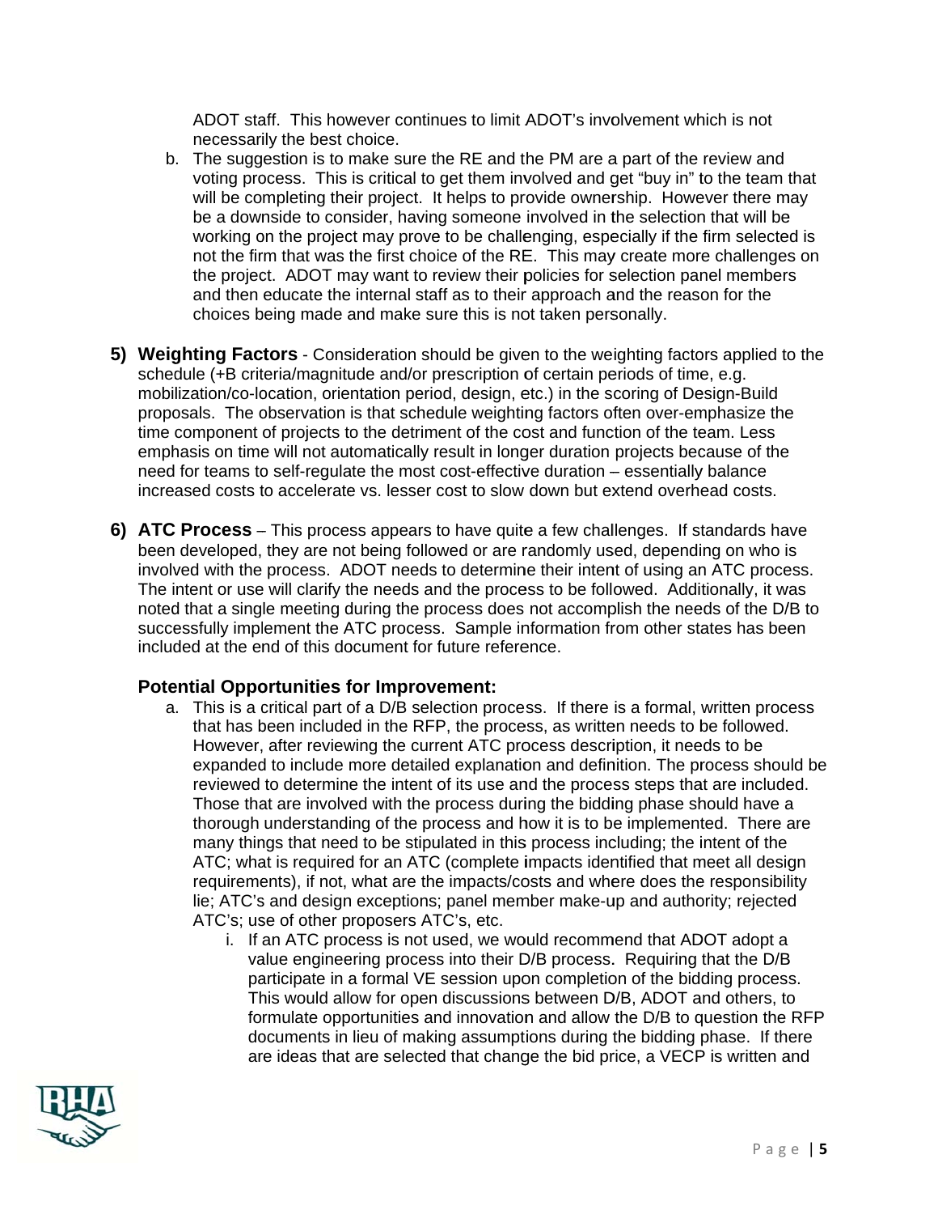ADOT staff. This however continues to limit ADOT's involvement which is not necessarily the best choice.

b. The suggestion is to make sure the RE and the PM are a part of the review and voting process. This is critical to get them involved and get "buy in" to the team that will be completing their project. It helps to provide ownership. However there may be a downside to consider, having someone involved in the selection that will be working on the project may prove to be challenging, especially if the firm selected is not the firm that was the first choice of the RE. This may create more challenges on the project. ADOT may want to review their policies for selection panel members and then educate the internal staff as to their approach and the reason for the choices being made and make sure this is not taken personally.

5) **Weighting Factors** - Consideration should be given to the weighting factors applied to the schedule (+B criteria/magnitude and/or prescription of certain periods of time, e.g. mobilization/co-location, orientation period, design, etc.) in the scoring of Design-Build proposals. The observation is that schedule weighting factors often over-emphasize the time component of projects to the detriment of the cost and function of the team. Less emphasis on time will not automatically result in longer duration projects because of the need for teams to self-regulate the most cost-effective duration – essentially balance increased costs to accelerate vs. lesser cost to slow down but extend overhead costs.

6) **ATC Process** – This process appears to have quite a few challenges. If standards have been developed, they are not being followed or are randomly used, depending on who is involved with the process. ADOT needs to determine their intent of using an ATC process. The intent or use will clarify the needs and the process to be followed. Additionally, it was noted that a single meeting during the process does not accomplish the needs of the D/B to successfully implement the ATC process. Sample information from other states has been included at the end of this document for future reference.

### Potential Opportunities for Improvement:

a. This is a critical part of a D/B selection process. If there is a formal, written process that has been included in the RFP, the process, as written needs to be followed. However, after reviewing the current ATC process description, it needs to be expanded to include more detailed explanation and definition. The process should be reviewed to determine the intent of its use and the process steps that are included. Those that are involved with the process during the bidding phase should have a thorough understanding of the process and how it is to be implemented. There are many things that need to be stipulated in this process including; the intent of the ATC; what is required for an ATC (complete impacts identified that meet all design requirements), if not, what are the impacts/costs and where does the responsibility lie; ATC's and design exceptions; panel member make-up and authority; rejected ATC's; use of other proposers ATC's, etc.

    i. If an ATC process is not used, we would recommend that ADOT adopt a value engineering process into their D/B process. Requiring that the D/B participate in a formal VE session upon completion of the bidding process. This would allow for open discussions between D/B, ADOT and others, to formulate opportunities and innovation and allow the D/B to question the RFP documents in lieu of making assumptions during the bidding phase. If there are ideas that are selected that change the bid price, a VECP is written and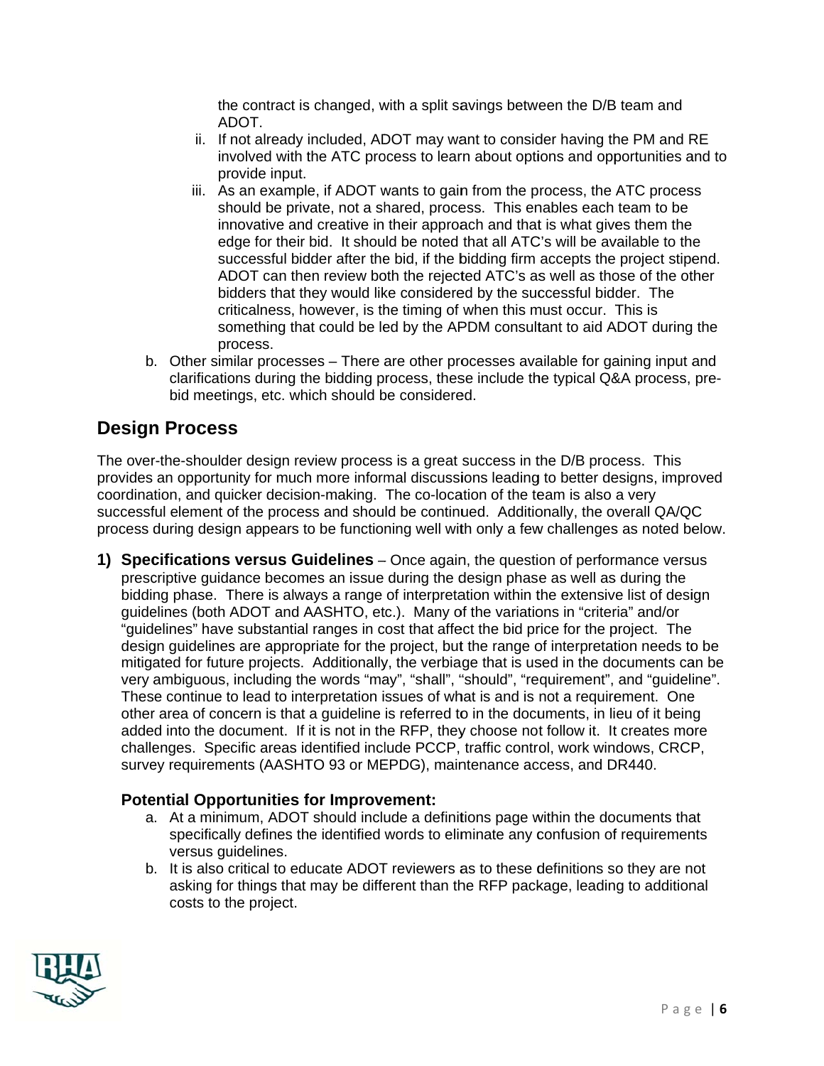the contract is changed, with a split savings between the D/B team and ADOT.

ii. If not already included, ADOT may want to consider having the PM and RE involved with the ATC process to learn about options and opportunities and to provide input.

iii. As an example, if ADOT wants to gain from the process, the ATC process should be private, not a shared, process. This enables each team to be innovative and creative in their approach and that is what gives them the edge for their bid. It should be noted that all ATC's will be available to the successful bidder after the bid, if the bidding firm accepts the project stipend. ADOT can then review both the rejected ATC's as well as those of the other bidders that they would like considered by the successful bidder. The criticalness, however, is the timing of when this must occur. This is something that could be led by the APDM consultant to aid ADOT during the process.

b. Other similar processes – There are other processes available for gaining input and clarifications during the bidding process, these include the typical Q&A process, pre-bid meetings, etc. which should be considered.

## Design Process

The over-the-shoulder design review process is a great success in the D/B process. This provides an opportunity for much more informal discussions leading to better designs, improved coordination, and quicker decision-making. The co-location of the team is also a very successful element of the process and should be continued. Additionally, the overall QA/QC process during design appears to be functioning well with only a few challenges as noted below.

1) **Specifications versus Guidelines** – Once again, the question of performance versus prescriptive guidance becomes an issue during the design phase as well as during the bidding phase. There is always a range of interpretation within the extensive list of design guidelines (both ADOT and AASHTO, etc.). Many of the variations in "criteria" and/or "guidelines" have substantial ranges in cost that affect the bid price for the project. The design guidelines are appropriate for the project, but the range of interpretation needs to be mitigated for future projects. Additionally, the verbiage that is used in the documents can be very ambiguous, including the words "may", "shall", "should", "requirement", and "guideline". These continue to lead to interpretation issues of what is and is not a requirement. One other area of concern is that a guideline is referred to in the documents, in lieu of it being added into the document. If it is not in the RFP, they choose not follow it. It creates more challenges. Specific areas identified include PCCP, traffic control, work windows, CRCP, survey requirements (AASHTO 93 or MEPDG), maintenance access, and DR440.

### Potential Opportunities for Improvement:

a. At a minimum, ADOT should include a definitions page within the documents that specifically defines the identified words to eliminate any confusion of requirements versus guidelines.

b. It is also critical to educate ADOT reviewers as to these definitions so they are not asking for things that may be different than the RFP package, leading to additional costs to the project.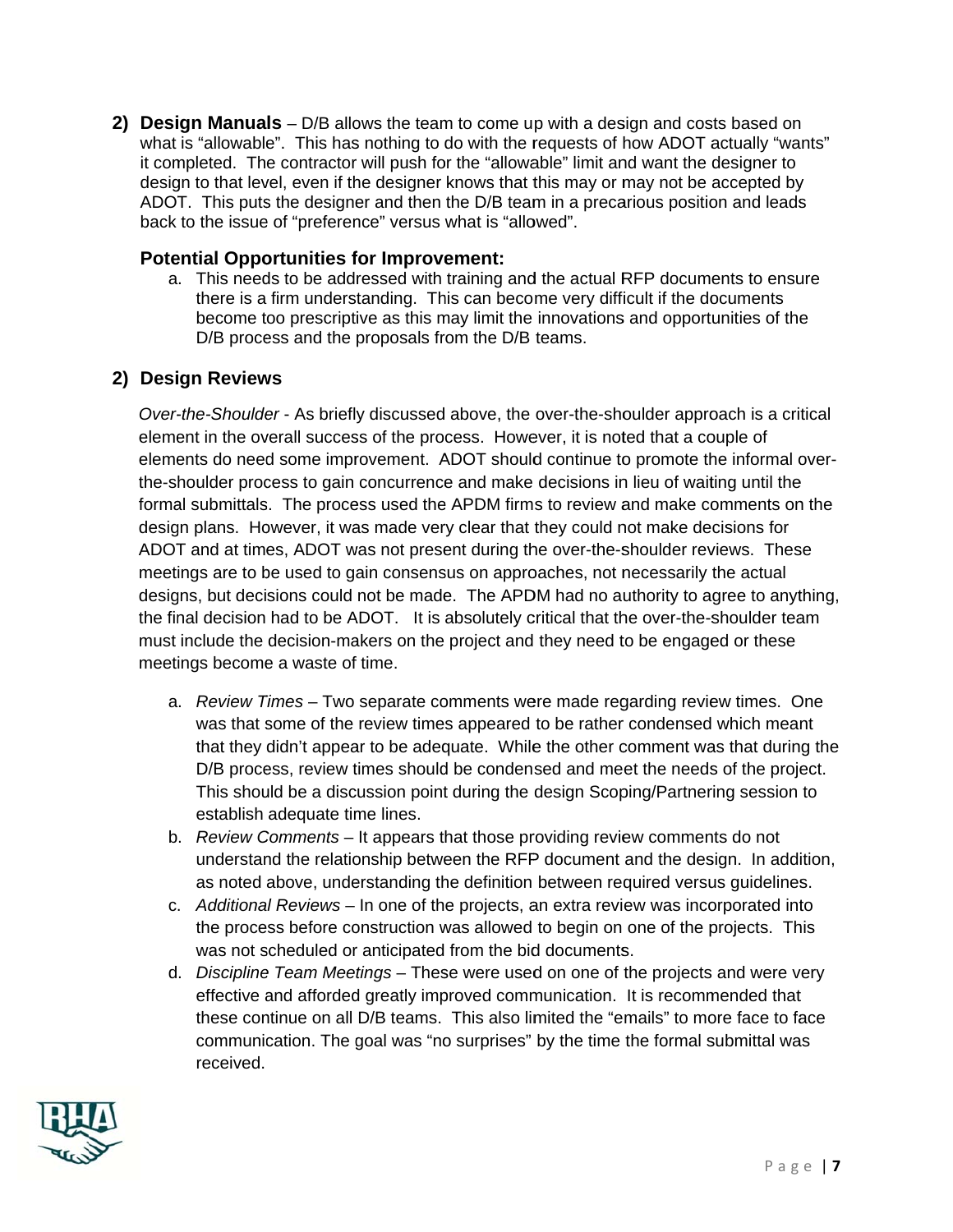**2) Design Manuals** – D/B allows the team to come up with a design and costs based on what is "allowable". This has nothing to do with the requests of how ADOT actually "wants" it completed. The contractor will push for the "allowable" limit and want the designer to design to that level, even if the designer knows that this may or may not be accepted by ADOT. This puts the designer and then the D/B team in a precarious position and leads back to the issue of "preference" versus what is "allowed".

**Potential Opportunities for Improvement:**

a. This needs to be addressed with training and the actual RFP documents to ensure there is a firm understanding. This can become very difficult if the documents become too prescriptive as this may limit the innovations and opportunities of the D/B process and the proposals from the D/B teams.

**2) Design Reviews**

*Over-the-Shoulder* - As briefly discussed above, the over-the-shoulder approach is a critical element in the overall success of the process. However, it is noted that a couple of elements do need some improvement. ADOT should continue to promote the informal over-the-shoulder process to gain concurrence and make decisions in lieu of waiting until the formal submittals. The process used the APDM firms to review and make comments on the design plans. However, it was made very clear that they could not make decisions for ADOT and at times, ADOT was not present during the over-the-shoulder reviews. These meetings are to be used to gain consensus on approaches, not necessarily the actual designs, but decisions could not be made. The APDM had no authority to agree to anything, the final decision had to be ADOT. It is absolutely critical that the over-the-shoulder team must include the decision-makers on the project and they need to be engaged or these meetings become a waste of time.

a. *Review Times* – Two separate comments were made regarding review times. One was that some of the review times appeared to be rather condensed which meant that they didn't appear to be adequate. While the other comment was that during the D/B process, review times should be condensed and meet the needs of the project. This should be a discussion point during the design Scoping/Partnering session to establish adequate time lines.
b. *Review Comments* – It appears that those providing review comments do not understand the relationship between the RFP document and the design. In addition, as noted above, understanding the definition between required versus guidelines.
c. *Additional Reviews* – In one of the projects, an extra review was incorporated into the process before construction was allowed to begin on one of the projects. This was not scheduled or anticipated from the bid documents.
d. *Discipline Team Meetings* – These were used on one of the projects and were very effective and afforded greatly improved communication. It is recommended that these continue on all D/B teams. This also limited the "emails" to more face to face communication. The goal was "no surprises" by the time the formal submittal was received.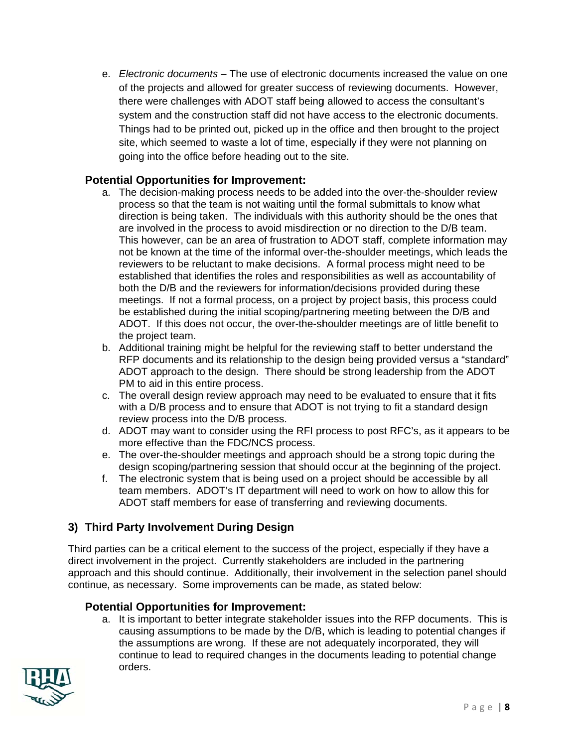e. *Electronic documents* – The use of electronic documents increased the value on one of the projects and allowed for greater success of reviewing documents. However, there were challenges with ADOT staff being allowed to access the consultant's system and the construction staff did not have access to the electronic documents. Things had to be printed out, picked up in the office and then brought to the project site, which seemed to waste a lot of time, especially if they were not planning on going into the office before heading out to the site.

### Potential Opportunities for Improvement:

a. The decision-making process needs to be added into the over-the-shoulder review process so that the team is not waiting until the formal submittals to know what direction is being taken. The individuals with this authority should be the ones that are involved in the process to avoid misdirection or no direction to the D/B team. This however, can be an area of frustration to ADOT staff, complete information may not be known at the time of the informal over-the-shoulder meetings, which leads the reviewers to be reluctant to make decisions. A formal process might need to be established that identifies the roles and responsibilities as well as accountability of both the D/B and the reviewers for information/decisions provided during these meetings. If not a formal process, on a project by project basis, this process could be established during the initial scoping/partnering meeting between the D/B and ADOT. If this does not occur, the over-the-shoulder meetings are of little benefit to the project team.
b. Additional training might be helpful for the reviewing staff to better understand the RFP documents and its relationship to the design being provided versus a "standard" ADOT approach to the design. There should be strong leadership from the ADOT PM to aid in this entire process.
c. The overall design review approach may need to be evaluated to ensure that it fits with a D/B process and to ensure that ADOT is not trying to fit a standard design review process into the D/B process.
d. ADOT may want to consider using the RFI process to post RFC's, as it appears to be more effective than the FDC/NCS process.
e. The over-the-shoulder meetings and approach should be a strong topic during the design scoping/partnering session that should occur at the beginning of the project.
f. The electronic system that is being used on a project should be accessible by all team members. ADOT's IT department will need to work on how to allow this for ADOT staff members for ease of transferring and reviewing documents.

## 3) Third Party Involvement During Design

Third parties can be a critical element to the success of the project, especially if they have a direct involvement in the project. Currently stakeholders are included in the partnering approach and this should continue. Additionally, their involvement in the selection panel should continue, as necessary. Some improvements can be made, as stated below:

### Potential Opportunities for Improvement:

a. It is important to better integrate stakeholder issues into the RFP documents. This is causing assumptions to be made by the D/B, which is leading to potential changes if the assumptions are wrong. If these are not adequately incorporated, they will continue to lead to required changes in the documents leading to potential change orders.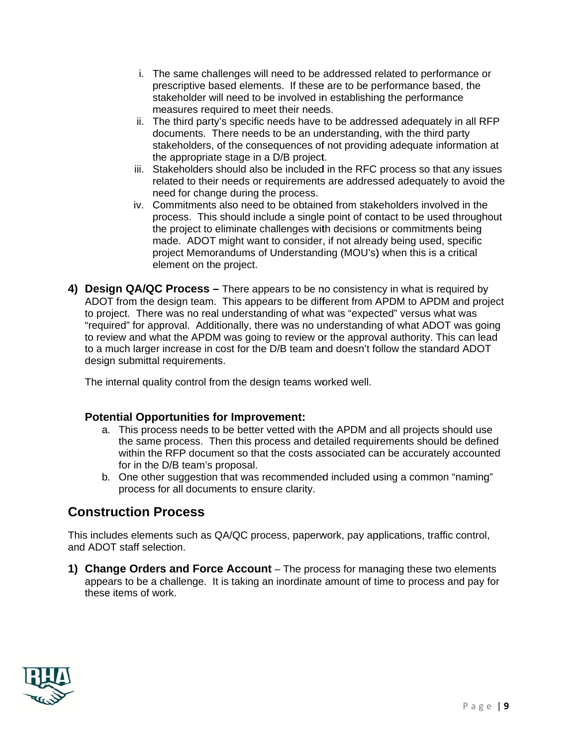i. The same challenges will need to be addressed related to performance or prescriptive based elements. If these are to be performance based, the stakeholder will need to be involved in establishing the performance measures required to meet their needs.
ii. The third party's specific needs have to be addressed adequately in all RFP documents. There needs to be an understanding, with the third party stakeholders, of the consequences of not providing adequate information at the appropriate stage in a D/B project.
iii. Stakeholders should also be included in the RFC process so that any issues related to their needs or requirements are addressed adequately to avoid the need for change during the process.
iv. Commitments also need to be obtained from stakeholders involved in the process. This should include a single point of contact to be used throughout the project to eliminate challenges with decisions or commitments being made. ADOT might want to consider, if not already being used, specific project Memorandums of Understanding (MOU's) when this is a critical element on the project.

4) **Design QA/QC Process –** There appears to be no consistency in what is required by ADOT from the design team. This appears to be different from APDM to APDM and project to project. There was no real understanding of what was "expected" versus what was "required" for approval. Additionally, there was no understanding of what ADOT was going to review and what the APDM was going to review or the approval authority. This can lead to a much larger increase in cost for the D/B team and doesn't follow the standard ADOT design submittal requirements.

   The internal quality control from the design teams worked well.

   **Potential Opportunities for Improvement:**

   a. This process needs to be better vetted with the APDM and all projects should use the same process. Then this process and detailed requirements should be defined within the RFP document so that the costs associated can be accurately accounted for in the D/B team's proposal.
   b. One other suggestion that was recommended included using a common "naming" process for all documents to ensure clarity.

## Construction Process

This includes elements such as QA/QC process, paperwork, pay applications, traffic control, and ADOT staff selection.

1) **Change Orders and Force Account** – The process for managing these two elements appears to be a challenge. It is taking an inordinate amount of time to process and pay for these items of work.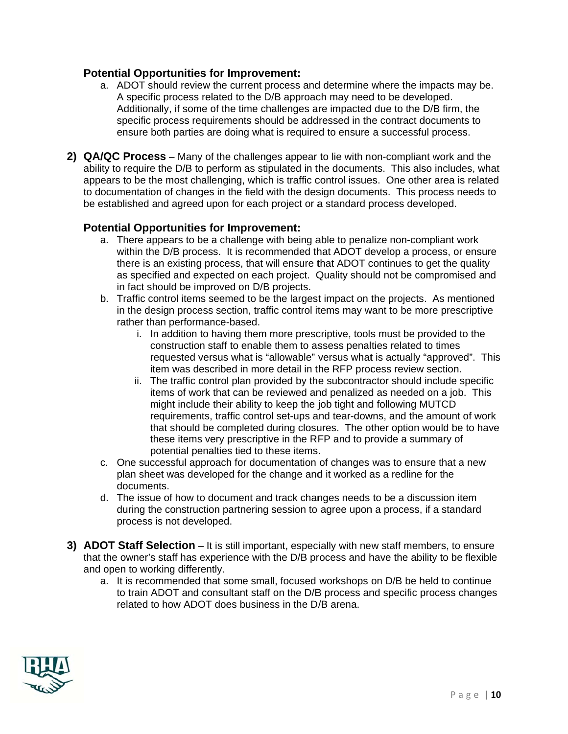**Potential Opportunities for Improvement:**

a. ADOT should review the current process and determine where the impacts may be. A specific process related to the D/B approach may need to be developed. Additionally, if some of the time challenges are impacted due to the D/B firm, the specific process requirements should be addressed in the contract documents to ensure both parties are doing what is required to ensure a successful process.

2) **QA/QC Process** – Many of the challenges appear to lie with non-compliant work and the ability to require the D/B to perform as stipulated in the documents. This also includes, what appears to be the most challenging, which is traffic control issues. One other area is related to documentation of changes in the field with the design documents. This process needs to be established and agreed upon for each project or a standard process developed.

**Potential Opportunities for Improvement:**

a. There appears to be a challenge with being able to penalize non-compliant work within the D/B process. It is recommended that ADOT develop a process, or ensure there is an existing process, that will ensure that ADOT continues to get the quality as specified and expected on each project. Quality should not be compromised and in fact should be improved on D/B projects.

b. Traffic control items seemed to be the largest impact on the projects. As mentioned in the design process section, traffic control items may want to be more prescriptive rather than performance-based.

   i. In addition to having them more prescriptive, tools must be provided to the construction staff to enable them to assess penalties related to times requested versus what is "allowable" versus what is actually "approved". This item was described in more detail in the RFP process review section.

   ii. The traffic control plan provided by the subcontractor should include specific items of work that can be reviewed and penalized as needed on a job. This might include their ability to keep the job tight and following MUTCD requirements, traffic control set-ups and tear-downs, and the amount of work that should be completed during closures. The other option would be to have these items very prescriptive in the RFP and to provide a summary of potential penalties tied to these items.

c. One successful approach for documentation of changes was to ensure that a new plan sheet was developed for the change and it worked as a redline for the documents.

d. The issue of how to document and track changes needs to be a discussion item during the construction partnering session to agree upon a process, if a standard process is not developed.

3) **ADOT Staff Selection** – It is still important, especially with new staff members, to ensure that the owner's staff has experience with the D/B process and have the ability to be flexible and open to working differently.

a. It is recommended that some small, focused workshops on D/B be held to continue to train ADOT and consultant staff on the D/B process and specific process changes related to how ADOT does business in the D/B arena.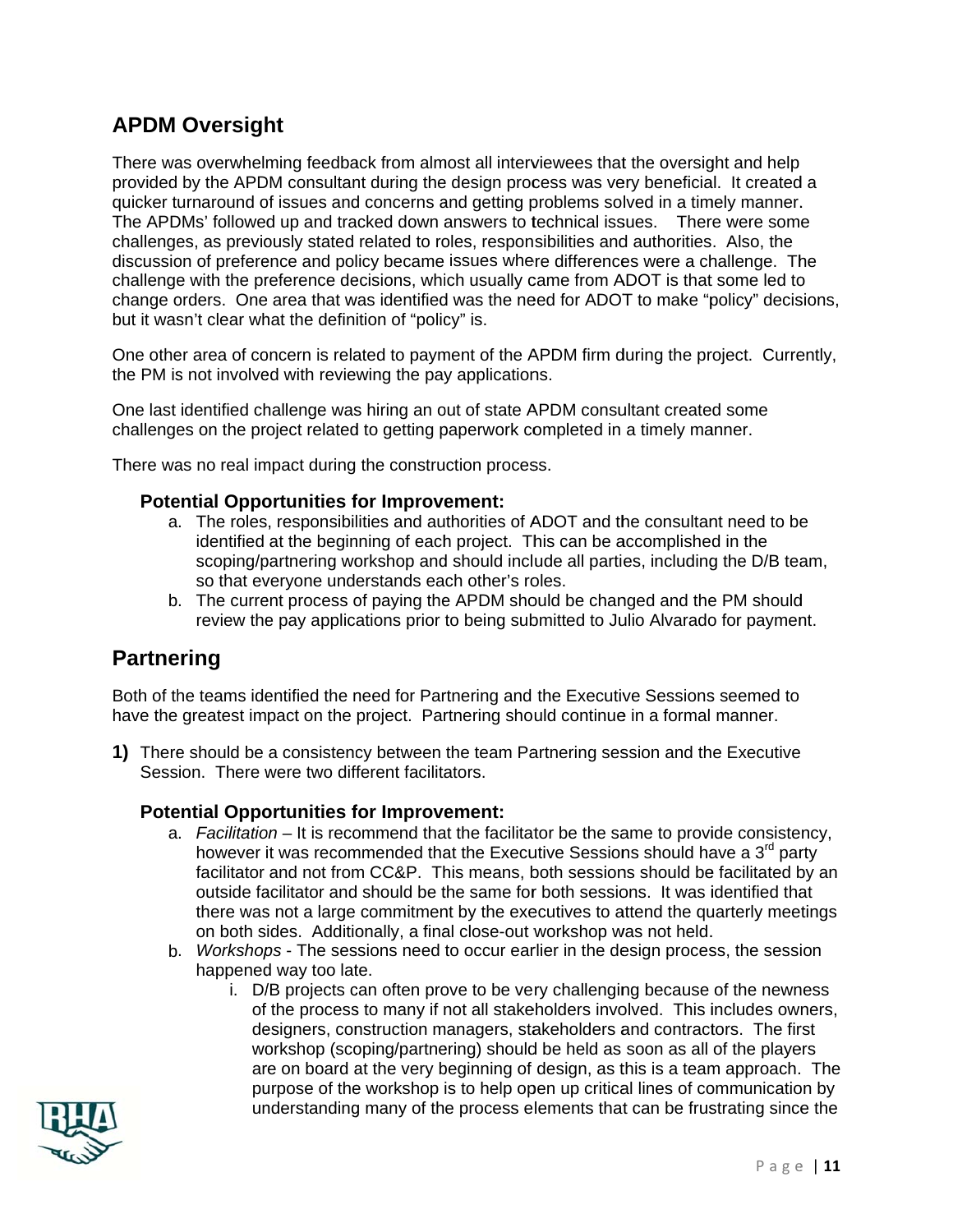## APDM Oversight

There was overwhelming feedback from almost all interviewees that the oversight and help provided by the APDM consultant during the design process was very beneficial. It created a quicker turnaround of issues and concerns and getting problems solved in a timely manner. The APDMs' followed up and tracked down answers to technical issues. There were some challenges, as previously stated related to roles, responsibilities and authorities. Also, the discussion of preference and policy became issues where differences were a challenge. The challenge with the preference decisions, which usually came from ADOT is that some led to change orders. One area that was identified was the need for ADOT to make "policy" decisions, but it wasn't clear what the definition of "policy" is.

One other area of concern is related to payment of the APDM firm during the project. Currently, the PM is not involved with reviewing the pay applications.

One last identified challenge was hiring an out of state APDM consultant created some challenges on the project related to getting paperwork completed in a timely manner.

There was no real impact during the construction process.

### Potential Opportunities for Improvement:

a. The roles, responsibilities and authorities of ADOT and the consultant need to be identified at the beginning of each project. This can be accomplished in the scoping/partnering workshop and should include all parties, including the D/B team, so that everyone understands each other's roles.
b. The current process of paying the APDM should be changed and the PM should review the pay applications prior to being submitted to Julio Alvarado for payment.

## Partnering

Both of the teams identified the need for Partnering and the Executive Sessions seemed to have the greatest impact on the project. Partnering should continue in a formal manner.

**1)** There should be a consistency between the team Partnering session and the Executive Session. There were two different facilitators.

### Potential Opportunities for Improvement:

a. *Facilitation* – It is recommend that the facilitator be the same to provide consistency, however it was recommended that the Executive Sessions should have a 3rd party facilitator and not from CC&P. This means, both sessions should be facilitated by an outside facilitator and should be the same for both sessions. It was identified that there was not a large commitment by the executives to attend the quarterly meetings on both sides. Additionally, a final close-out workshop was not held.
b. *Workshops* - The sessions need to occur earlier in the design process, the session happened way too late.
   i. D/B projects can often prove to be very challenging because of the newness of the process to many if not all stakeholders involved. This includes owners, designers, construction managers, stakeholders and contractors. The first workshop (scoping/partnering) should be held as soon as all of the players are on board at the very beginning of design, as this is a team approach. The purpose of the workshop is to help open up critical lines of communication by understanding many of the process elements that can be frustrating since the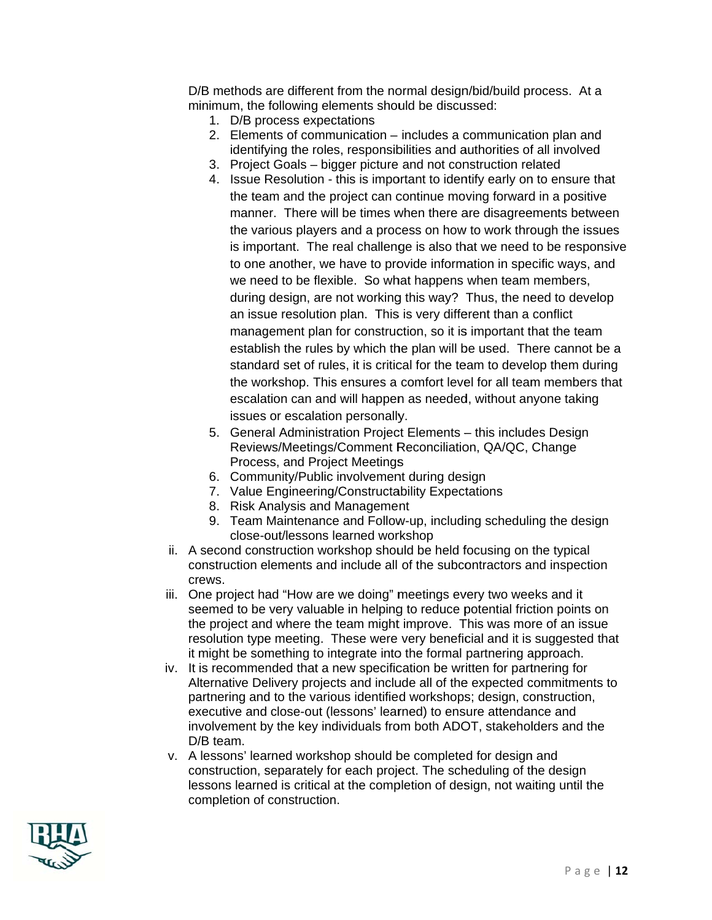D/B methods are different from the normal design/bid/build process. At a minimum, the following elements should be discussed:

1. D/B process expectations
2. Elements of communication – includes a communication plan and identifying the roles, responsibilities and authorities of all involved
3. Project Goals – bigger picture and not construction related
4. Issue Resolution - this is important to identify early on to ensure that the team and the project can continue moving forward in a positive manner. There will be times when there are disagreements between the various players and a process on how to work through the issues is important. The real challenge is also that we need to be responsive to one another, we have to provide information in specific ways, and we need to be flexible. So what happens when team members, during design, are not working this way? Thus, the need to develop an issue resolution plan. This is very different than a conflict management plan for construction, so it is important that the team establish the rules by which the plan will be used. There cannot be a standard set of rules, it is critical for the team to develop them during the workshop. This ensures a comfort level for all team members that escalation can and will happen as needed, without anyone taking issues or escalation personally.
5. General Administration Project Elements – this includes Design Reviews/Meetings/Comment Reconciliation, QA/QC, Change Process, and Project Meetings
6. Community/Public involvement during design
7. Value Engineering/Constructability Expectations
8. Risk Analysis and Management
9. Team Maintenance and Follow-up, including scheduling the design close-out/lessons learned workshop

ii. A second construction workshop should be held focusing on the typical construction elements and include all of the subcontractors and inspection crews.

iii. One project had "How are we doing" meetings every two weeks and it seemed to be very valuable in helping to reduce potential friction points on the project and where the team might improve. This was more of an issue resolution type meeting. These were very beneficial and it is suggested that it might be something to integrate into the formal partnering approach.

iv. It is recommended that a new specification be written for partnering for Alternative Delivery projects and include all of the expected commitments to partnering and to the various identified workshops; design, construction, executive and close-out (lessons' learned) to ensure attendance and involvement by the key individuals from both ADOT, stakeholders and the D/B team.

v. A lessons' learned workshop should be completed for design and construction, separately for each project. The scheduling of the design lessons learned is critical at the completion of design, not waiting until the completion of construction.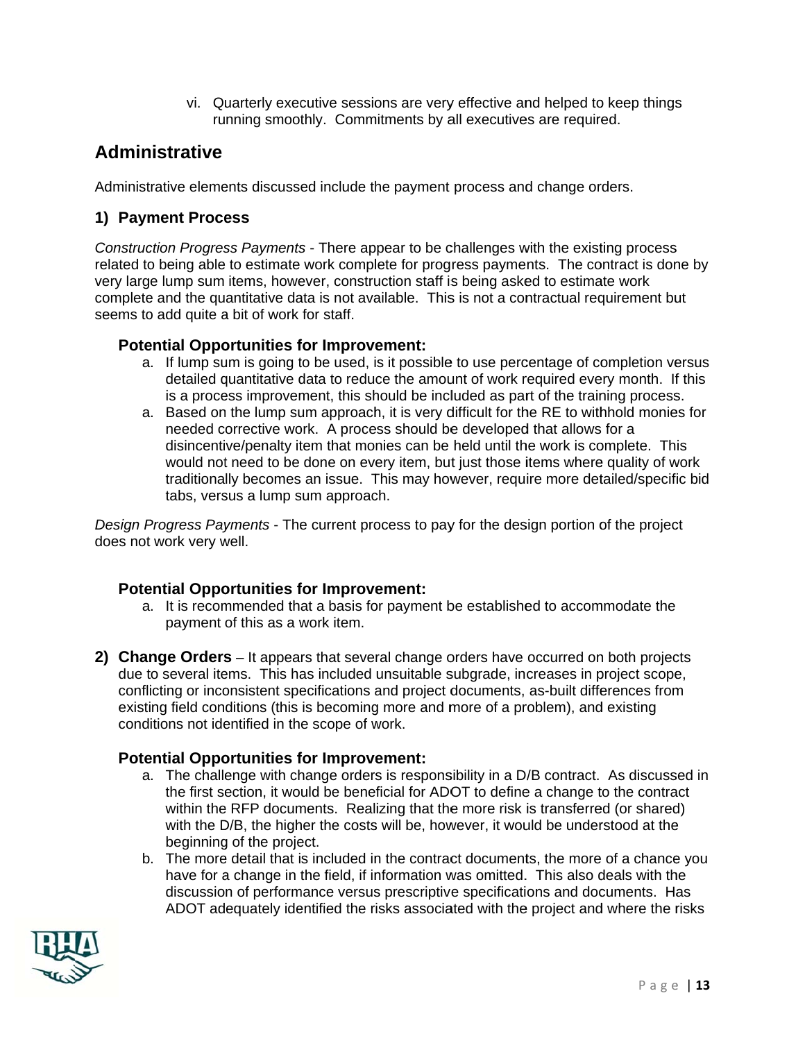vi. Quarterly executive sessions are very effective and helped to keep things running smoothly. Commitments by all executives are required.

## Administrative

Administrative elements discussed include the payment process and change orders.

### 1) Payment Process

*Construction Progress Payments* - There appear to be challenges with the existing process related to being able to estimate work complete for progress payments. The contract is done by very large lump sum items, however, construction staff is being asked to estimate work complete and the quantitative data is not available. This is not a contractual requirement but seems to add quite a bit of work for staff.

#### Potential Opportunities for Improvement:

a. If lump sum is going to be used, is it possible to use percentage of completion versus detailed quantitative data to reduce the amount of work required every month. If this is a process improvement, this should be included as part of the training process.

a. Based on the lump sum approach, it is very difficult for the RE to withhold monies for needed corrective work. A process should be developed that allows for a disincentive/penalty item that monies can be held until the work is complete. This would not need to be done on every item, but just those items where quality of work traditionally becomes an issue. This may however, require more detailed/specific bid tabs, versus a lump sum approach.

*Design Progress Payments* - The current process to pay for the design portion of the project does not work very well.

#### Potential Opportunities for Improvement:

a. It is recommended that a basis for payment be established to accommodate the payment of this as a work item.

**2) Change Orders** – It appears that several change orders have occurred on both projects due to several items. This has included unsuitable subgrade, increases in project scope, conflicting or inconsistent specifications and project documents, as-built differences from existing field conditions (this is becoming more and more of a problem), and existing conditions not identified in the scope of work.

#### Potential Opportunities for Improvement:

a. The challenge with change orders is responsibility in a D/B contract. As discussed in the first section, it would be beneficial for ADOT to define a change to the contract within the RFP documents. Realizing that the more risk is transferred (or shared) with the D/B, the higher the costs will be, however, it would be understood at the beginning of the project.

b. The more detail that is included in the contract documents, the more of a chance you have for a change in the field, if information was omitted. This also deals with the discussion of performance versus prescriptive specifications and documents. Has ADOT adequately identified the risks associated with the project and where the risks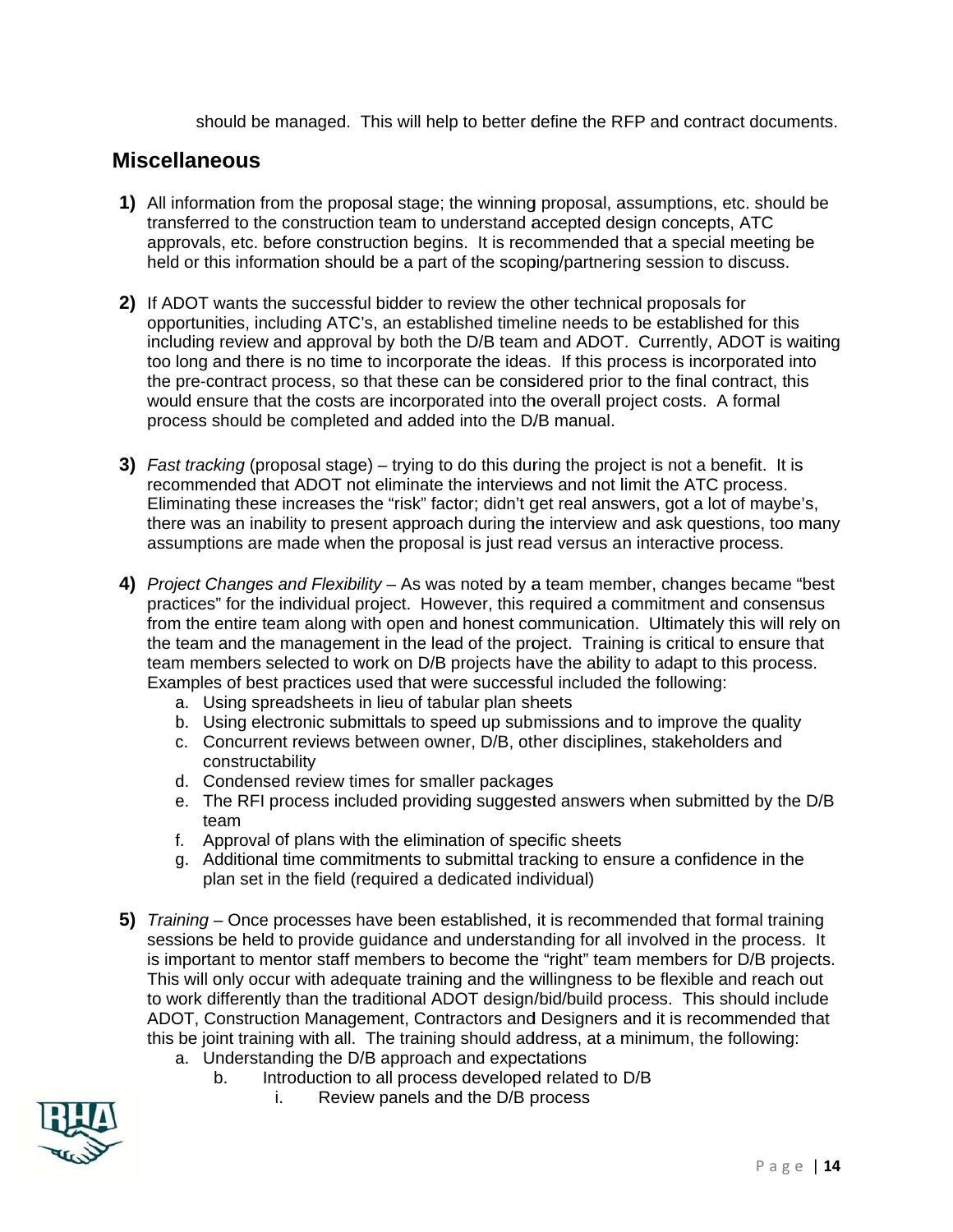should be managed. This will help to better define the RFP and contract documents.

## Miscellaneous

1) All information from the proposal stage; the winning proposal, assumptions, etc. should be transferred to the construction team to understand accepted design concepts, ATC approvals, etc. before construction begins. It is recommended that a special meeting be held or this information should be a part of the scoping/partnering session to discuss.

2) If ADOT wants the successful bidder to review the other technical proposals for opportunities, including ATC's, an established timeline needs to be established for this including review and approval by both the D/B team and ADOT. Currently, ADOT is waiting too long and there is no time to incorporate the ideas. If this process is incorporated into the pre-contract process, so that these can be considered prior to the final contract, this would ensure that the costs are incorporated into the overall project costs. A formal process should be completed and added into the D/B manual.

3) *Fast tracking* (proposal stage) – trying to do this during the project is not a benefit. It is recommended that ADOT not eliminate the interviews and not limit the ATC process. Eliminating these increases the "risk" factor; didn't get real answers, got a lot of maybe's, there was an inability to present approach during the interview and ask questions, too many assumptions are made when the proposal is just read versus an interactive process.

4) *Project Changes and Flexibility* – As was noted by a team member, changes became "best practices" for the individual project. However, this required a commitment and consensus from the entire team along with open and honest communication. Ultimately this will rely on the team and the management in the lead of the project. Training is critical to ensure that team members selected to work on D/B projects have the ability to adapt to this process. Examples of best practices used that were successful included the following:
   a. Using spreadsheets in lieu of tabular plan sheets
   b. Using electronic submittals to speed up submissions and to improve the quality
   c. Concurrent reviews between owner, D/B, other disciplines, stakeholders and constructability
   d. Condensed review times for smaller packages
   e. The RFI process included providing suggested answers when submitted by the D/B team
   f. Approval of plans with the elimination of specific sheets
   g. Additional time commitments to submittal tracking to ensure a confidence in the plan set in the field (required a dedicated individual)

5) *Training* – Once processes have been established, it is recommended that formal training sessions be held to provide guidance and understanding for all involved in the process. It is important to mentor staff members to become the "right" team members for D/B projects. This will only occur with adequate training and the willingness to be flexible and reach out to work differently than the traditional ADOT design/bid/build process. This should include ADOT, Construction Management, Contractors and Designers and it is recommended that this be joint training with all. The training should address, at a minimum, the following:
   a. Understanding the D/B approach and expectations
   b. Introduction to all process developed related to D/B
      i. Review panels and the D/B process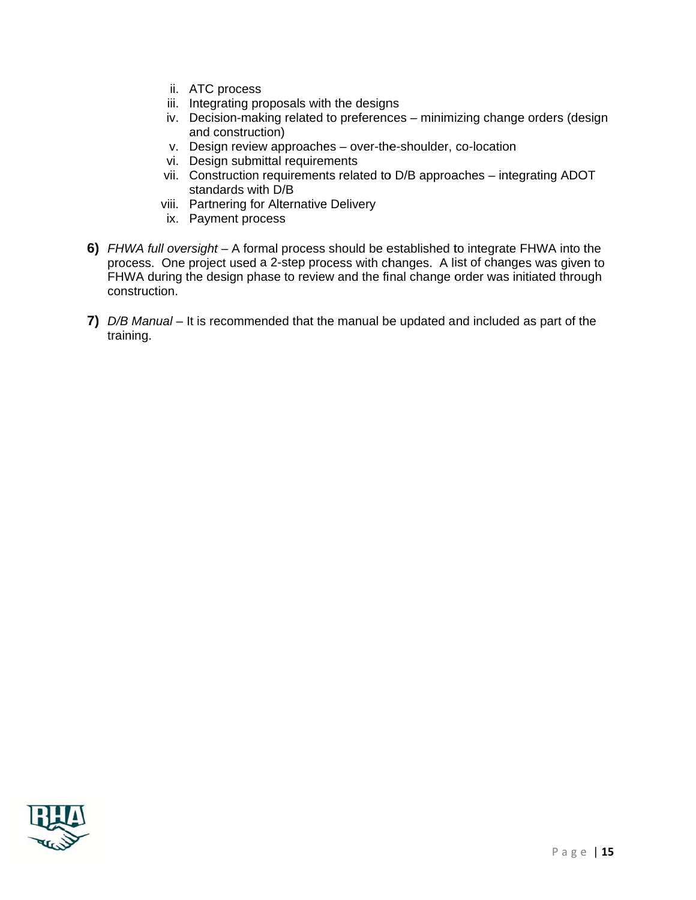ii. ATC process
iii. Integrating proposals with the designs
iv. Decision-making related to preferences – minimizing change orders (design and construction)
v. Design review approaches – over-the-shoulder, co-location
vi. Design submittal requirements
vii. Construction requirements related to D/B approaches – integrating ADOT standards with D/B
viii. Partnering for Alternative Delivery
ix. Payment process

**6)** *FHWA full oversight* – A formal process should be established to integrate FHWA into the process. One project used a 2-step process with changes. A list of changes was given to FHWA during the design phase to review and the final change order was initiated through construction.

**7)** *D/B Manual* – It is recommended that the manual be updated and included as part of the training.